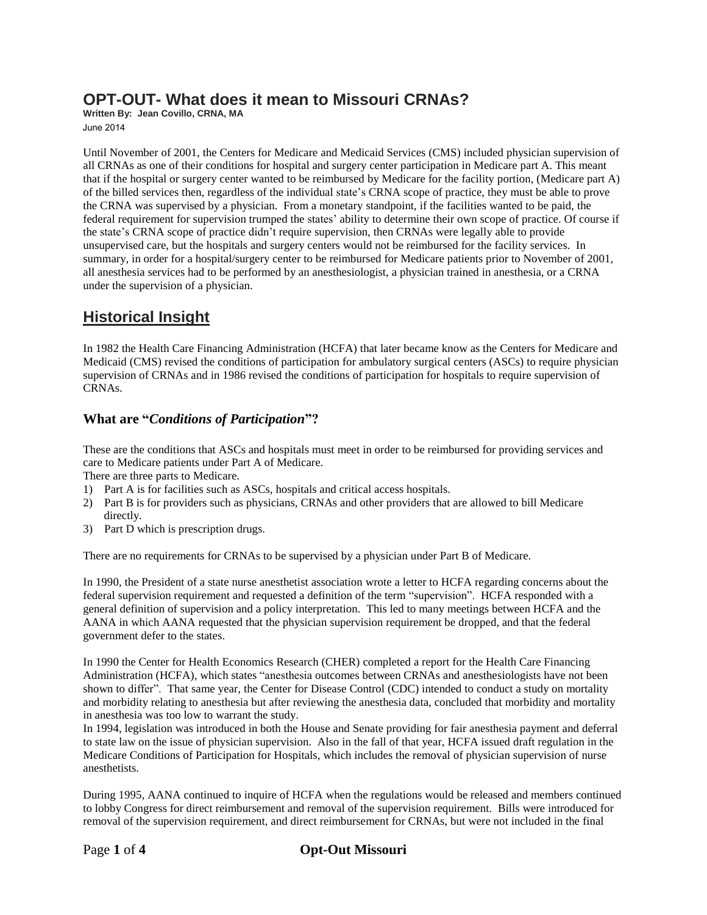# OPT-OUT- What does it mean to Missouri CRNAs?

**Written By: Jean Covillo, CRNA, MA**

June 2014

Until November of 2001, the Centers for Medicare and Medicaid Services (CMS) included physician supervision of all CRNAs as one of their conditions for hospital and surgery center participation in Medicare part A. This meant that if the hospital or surgery center wanted to be reimbursed by Medicare for the facility portion, (Medicare part A) of the billed services then, regardless of the individual state's CRNA scope of practice, they must be able to prove the CRNA was supervised by a physician. From a monetary standpoint, if the facilities wanted to be paid, the federal requirement for supervision trumped the states' ability to determine their own scope of practice. Of course if the state's CRNA scope of practice didn't require supervision, then CRNAs were legally able to provide unsupervised care, but the hospitals and surgery centers would not be reimbursed for the facility services. In summary, in order for a hospital/surgery center to be reimbursed for Medicare patients prior to November of 2001, all anesthesia services had to be performed by an anesthesiologist, a physician trained in anesthesia, or a CRNA under the supervision of a physician.

## Historical Insight

In 1982 the Health Care Financing Administration (HCFA) that later became know as the Centers for Medicare and Medicaid (CMS) revised the conditions of participation for ambulatory surgical centers (ASCs) to require physician supervision of CRNAs and in 1986 revised the conditions of participation for hospitals to require supervision of CRNAs.

### What are "*Conditions of Participation*"?

These are the conditions that ASCs and hospitals must meet in order to be reimbursed for providing services and care to Medicare patients under Part A of Medicare.

There are three parts to Medicare.

1) Part A is for facilities such as ASCs, hospitals and critical access hospitals.
2) Part B is for providers such as physicians, CRNAs and other providers that are allowed to bill Medicare directly.
3) Part D which is prescription drugs.

There are no requirements for CRNAs to be supervised by a physician under Part B of Medicare.

In 1990, the President of a state nurse anesthetist association wrote a letter to HCFA regarding concerns about the federal supervision requirement and requested a definition of the term "supervision". HCFA responded with a general definition of supervision and a policy interpretation. This led to many meetings between HCFA and the AANA in which AANA requested that the physician supervision requirement be dropped, and that the federal government defer to the states.

In 1990 the Center for Health Economics Research (CHER) completed a report for the Health Care Financing Administration (HCFA), which states "anesthesia outcomes between CRNAs and anesthesiologists have not been shown to differ". That same year, the Center for Disease Control (CDC) intended to conduct a study on mortality and morbidity relating to anesthesia but after reviewing the anesthesia data, concluded that morbidity and mortality in anesthesia was too low to warrant the study.

In 1994, legislation was introduced in both the House and Senate providing for fair anesthesia payment and deferral to state law on the issue of physician supervision. Also in the fall of that year, HCFA issued draft regulation in the Medicare Conditions of Participation for Hospitals, which includes the removal of physician supervision of nurse anesthetists.

During 1995, AANA continued to inquire of HCFA when the regulations would be released and members continued to lobby Congress for direct reimbursement and removal of the supervision requirement. Bills were introduced for removal of the supervision requirement, and direct reimbursement for CRNAs, but were not included in the final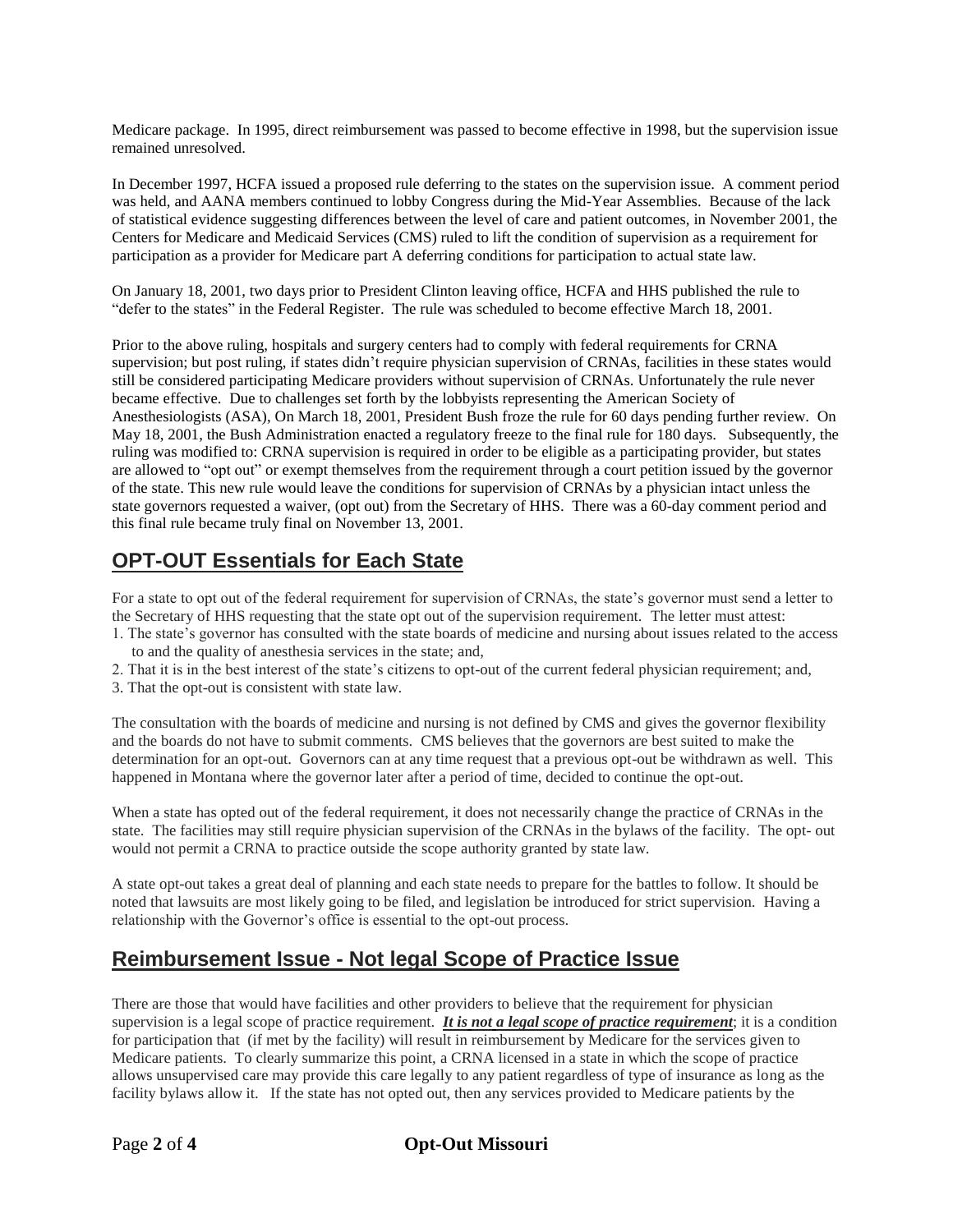Medicare package. In 1995, direct reimbursement was passed to become effective in 1998, but the supervision issue remained unresolved.

In December 1997, HCFA issued a proposed rule deferring to the states on the supervision issue. A comment period was held, and AANA members continued to lobby Congress during the Mid-Year Assemblies. Because of the lack of statistical evidence suggesting differences between the level of care and patient outcomes, in November 2001, the Centers for Medicare and Medicaid Services (CMS) ruled to lift the condition of supervision as a requirement for participation as a provider for Medicare part A deferring conditions for participation to actual state law.

On January 18, 2001, two days prior to President Clinton leaving office, HCFA and HHS published the rule to "defer to the states" in the Federal Register. The rule was scheduled to become effective March 18, 2001.

Prior to the above ruling, hospitals and surgery centers had to comply with federal requirements for CRNA supervision; but post ruling, if states didn't require physician supervision of CRNAs, facilities in these states would still be considered participating Medicare providers without supervision of CRNAs. Unfortunately the rule never became effective. Due to challenges set forth by the lobbyists representing the American Society of Anesthesiologists (ASA), On March 18, 2001, President Bush froze the rule for 60 days pending further review. On May 18, 2001, the Bush Administration enacted a regulatory freeze to the final rule for 180 days. Subsequently, the ruling was modified to: CRNA supervision is required in order to be eligible as a participating provider, but states are allowed to "opt out" or exempt themselves from the requirement through a court petition issued by the governor of the state. This new rule would leave the conditions for supervision of CRNAs by a physician intact unless the state governors requested a waiver, (opt out) from the Secretary of HHS. There was a 60-day comment period and this final rule became truly final on November 13, 2001.

## OPT-OUT Essentials for Each State

For a state to opt out of the federal requirement for supervision of CRNAs, the state's governor must send a letter to the Secretary of HHS requesting that the state opt out of the supervision requirement. The letter must attest:

1. The state's governor has consulted with the state boards of medicine and nursing about issues related to the access to and the quality of anesthesia services in the state; and,
2. That it is in the best interest of the state's citizens to opt-out of the current federal physician requirement; and,
3. That the opt-out is consistent with state law.

The consultation with the boards of medicine and nursing is not defined by CMS and gives the governor flexibility and the boards do not have to submit comments. CMS believes that the governors are best suited to make the determination for an opt-out. Governors can at any time request that a previous opt-out be withdrawn as well. This happened in Montana where the governor later after a period of time, decided to continue the opt-out.

When a state has opted out of the federal requirement, it does not necessarily change the practice of CRNAs in the state. The facilities may still require physician supervision of the CRNAs in the bylaws of the facility. The opt- out would not permit a CRNA to practice outside the scope authority granted by state law.

A state opt-out takes a great deal of planning and each state needs to prepare for the battles to follow. It should be noted that lawsuits are most likely going to be filed, and legislation be introduced for strict supervision. Having a relationship with the Governor's office is essential to the opt-out process.

## Reimbursement Issue - Not legal Scope of Practice Issue

There are those that would have facilities and other providers to believe that the requirement for physician supervision is a legal scope of practice requirement. ***It is not a legal scope of practice requirement***; it is a condition for participation that (if met by the facility) will result in reimbursement by Medicare for the services given to Medicare patients. To clearly summarize this point, a CRNA licensed in a state in which the scope of practice allows unsupervised care may provide this care legally to any patient regardless of type of insurance as long as the facility bylaws allow it. If the state has not opted out, then any services provided to Medicare patients by the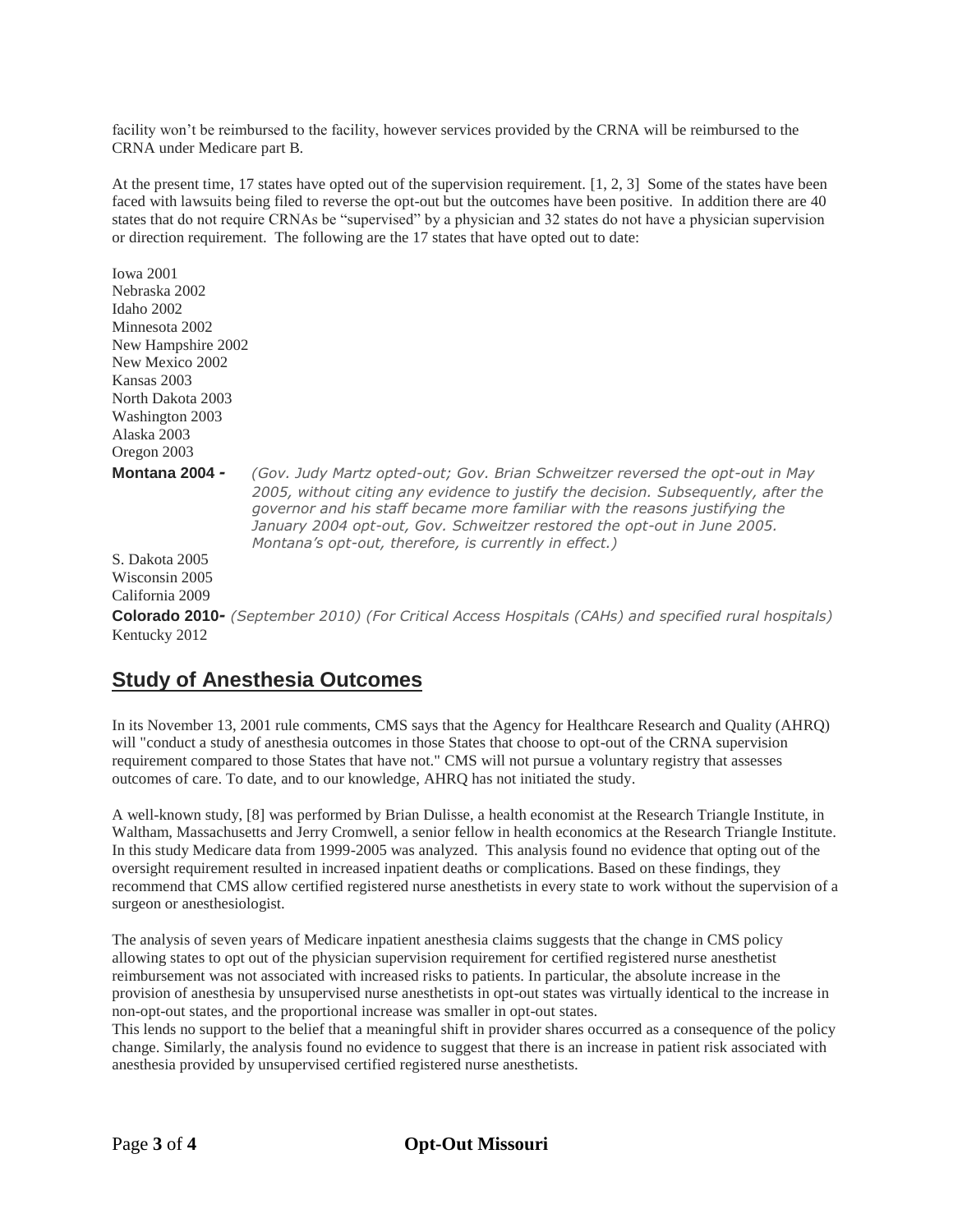facility won't be reimbursed to the facility, however services provided by the CRNA will be reimbursed to the CRNA under Medicare part B.

At the present time, 17 states have opted out of the supervision requirement. [1, 2, 3] Some of the states have been faced with lawsuits being filed to reverse the opt-out but the outcomes have been positive. In addition there are 40 states that do not require CRNAs be "supervised" by a physician and 32 states do not have a physician supervision or direction requirement. The following are the 17 states that have opted out to date:

Iowa 2001
Nebraska 2002
Idaho 2002
Minnesota 2002
New Hampshire 2002
New Mexico 2002
Kansas 2003
North Dakota 2003
Washington 2003
Alaska 2003
Oregon 2003
**Montana 2004 -** *(Gov. Judy Martz opted-out; Gov. Brian Schweitzer reversed the opt-out in May 2005, without citing any evidence to justify the decision. Subsequently, after the governor and his staff became more familiar with the reasons justifying the January 2004 opt-out, Gov. Schweitzer restored the opt-out in June 2005. Montana's opt-out, therefore, is currently in effect.)*
S. Dakota 2005
Wisconsin 2005
California 2009
**Colorado 2010-** *(September 2010) (For Critical Access Hospitals (CAHs) and specified rural hospitals)*
Kentucky 2012

## Study of Anesthesia Outcomes

In its November 13, 2001 rule comments, CMS says that the Agency for Healthcare Research and Quality (AHRQ) will "conduct a study of anesthesia outcomes in those States that choose to opt-out of the CRNA supervision requirement compared to those States that have not." CMS will not pursue a voluntary registry that assesses outcomes of care. To date, and to our knowledge, AHRQ has not initiated the study.

A well-known study, [8] was performed by Brian Dulisse, a health economist at the Research Triangle Institute, in Waltham, Massachusetts and Jerry Cromwell, a senior fellow in health economics at the Research Triangle Institute. In this study Medicare data from 1999-2005 was analyzed. This analysis found no evidence that opting out of the oversight requirement resulted in increased inpatient deaths or complications. Based on these findings, they recommend that CMS allow certified registered nurse anesthetists in every state to work without the supervision of a surgeon or anesthesiologist.

The analysis of seven years of Medicare inpatient anesthesia claims suggests that the change in CMS policy allowing states to opt out of the physician supervision requirement for certified registered nurse anesthetist reimbursement was not associated with increased risks to patients. In particular, the absolute increase in the provision of anesthesia by unsupervised nurse anesthetists in opt-out states was virtually identical to the increase in non-opt-out states, and the proportional increase was smaller in opt-out states.
This lends no support to the belief that a meaningful shift in provider shares occurred as a consequence of the policy change. Similarly, the analysis found no evidence to suggest that there is an increase in patient risk associated with anesthesia provided by unsupervised certified registered nurse anesthetists.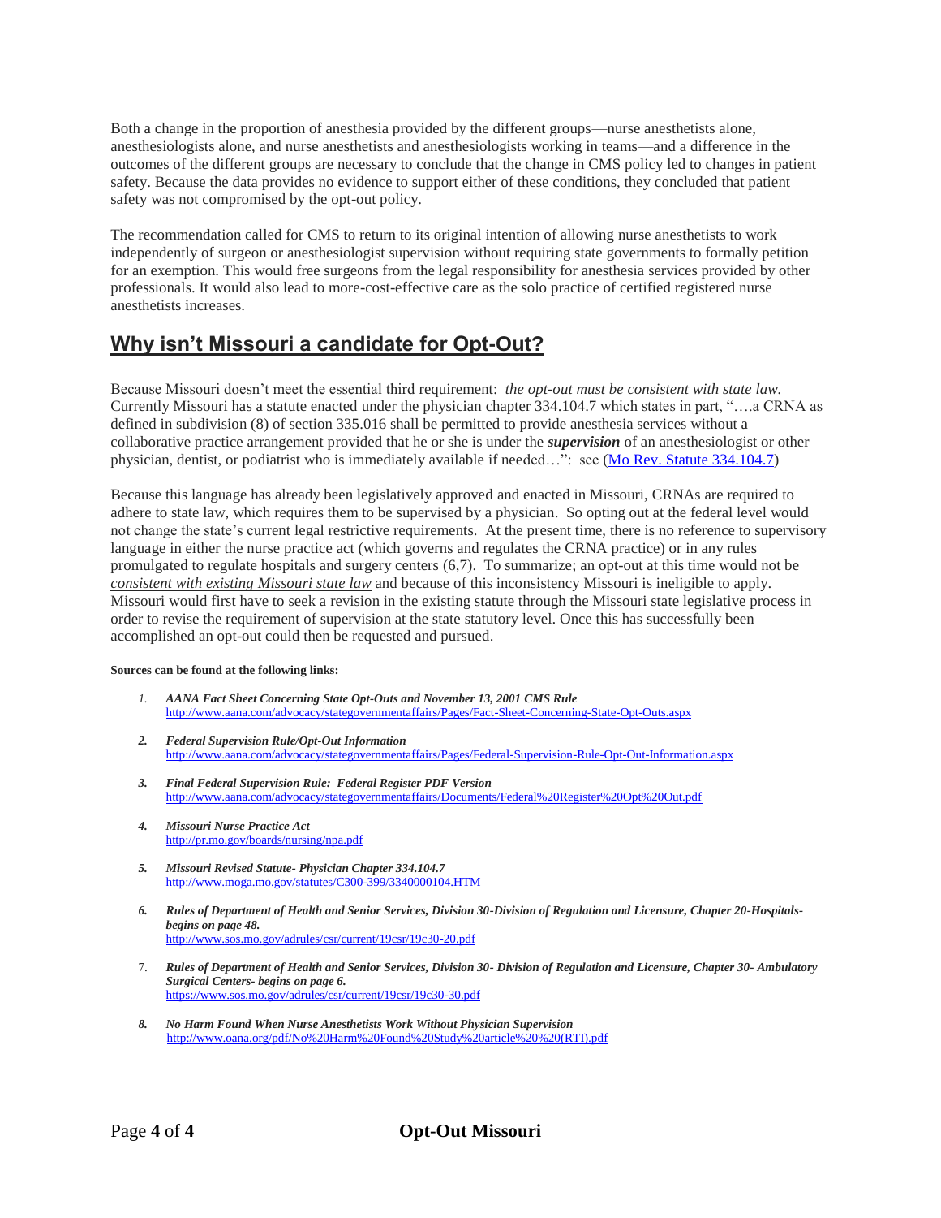Both a change in the proportion of anesthesia provided by the different groups—nurse anesthetists alone, anesthesiologists alone, and nurse anesthetists and anesthesiologists working in teams—and a difference in the outcomes of the different groups are necessary to conclude that the change in CMS policy led to changes in patient safety. Because the data provides no evidence to support either of these conditions, they concluded that patient safety was not compromised by the opt-out policy.

The recommendation called for CMS to return to its original intention of allowing nurse anesthetists to work independently of surgeon or anesthesiologist supervision without requiring state governments to formally petition for an exemption. This would free surgeons from the legal responsibility for anesthesia services provided by other professionals. It would also lead to more-cost-effective care as the solo practice of certified registered nurse anesthetists increases.

## Why isn't Missouri a candidate for Opt-Out?

Because Missouri doesn't meet the essential third requirement: *the opt-out must be consistent with state law.* Currently Missouri has a statute enacted under the physician chapter 334.104.7 which states in part, "….a CRNA as defined in subdivision (8) of section 335.016 shall be permitted to provide anesthesia services without a collaborative practice arrangement provided that he or she is under the ***supervision*** of an anesthesiologist or other physician, dentist, or podiatrist who is immediately available if needed…": see (Mo Rev. Statute 334.104.7)

Because this language has already been legislatively approved and enacted in Missouri, CRNAs are required to adhere to state law, which requires them to be supervised by a physician. So opting out at the federal level would not change the state's current legal restrictive requirements. At the present time, there is no reference to supervisory language in either the nurse practice act (which governs and regulates the CRNA practice) or in any rules promulgated to regulate hospitals and surgery centers (6,7). To summarize; an opt-out at this time would not be *consistent with existing Missouri state law* and because of this inconsistency Missouri is ineligible to apply. Missouri would first have to seek a revision in the existing statute through the Missouri state legislative process in order to revise the requirement of supervision at the state statutory level. Once this has successfully been accomplished an opt-out could then be requested and pursued.

**Sources can be found at the following links:**

1. ***AANA Fact Sheet Concerning State Opt-Outs and November 13, 2001 CMS Rule***
   http://www.aana.com/advocacy/stategovernmentaffairs/Pages/Fact-Sheet-Concerning-State-Opt-Outs.aspx
2. ***Federal Supervision Rule/Opt-Out Information***
   http://www.aana.com/advocacy/stategovernmentaffairs/Pages/Federal-Supervision-Rule-Opt-Out-Information.aspx
3. ***Final Federal Supervision Rule: Federal Register PDF Version***
   http://www.aana.com/advocacy/stategovernmentaffairs/Documents/Federal%20Register%20Opt%20Out.pdf
4. ***Missouri Nurse Practice Act***
   http://pr.mo.gov/boards/nursing/npa.pdf
5. ***Missouri Revised Statute- Physician Chapter 334.104.7***
   http://www.moga.mo.gov/statutes/C300-399/3340000104.HTM
6. ***Rules of Department of Health and Senior Services, Division 30-Division of Regulation and Licensure, Chapter 20-Hospitals- begins on page 48.***
   http://www.sos.mo.gov/adrules/csr/current/19csr/19c30-20.pdf
7. ***Rules of Department of Health and Senior Services, Division 30- Division of Regulation and Licensure, Chapter 30- Ambulatory Surgical Centers- begins on page 6.***
   https://www.sos.mo.gov/adrules/csr/current/19csr/19c30-30.pdf
8. ***No Harm Found When Nurse Anesthetists Work Without Physician Supervision***
   http://www.oana.org/pdf/No%20Harm%20Found%20Study%20article%20%20(RTI).pdf